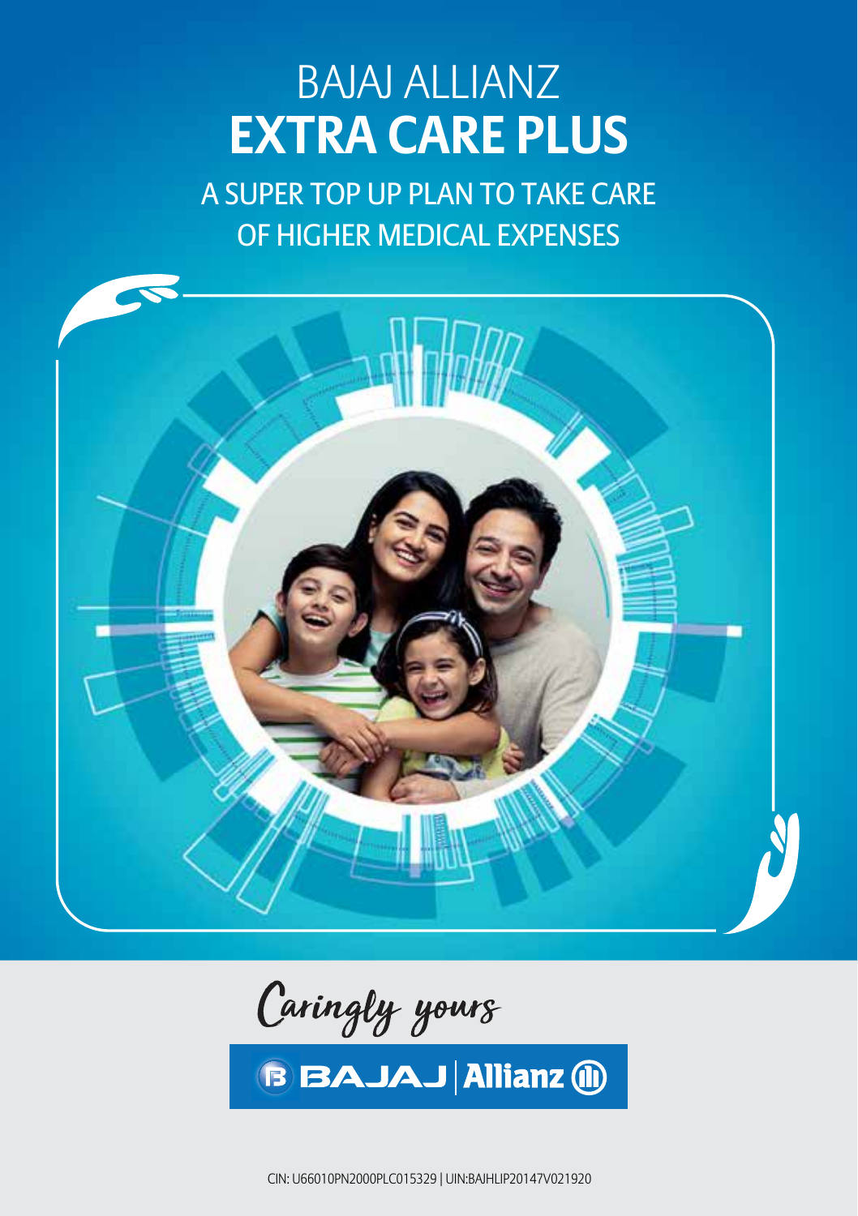# BAJAJ ALLIANZ
# EXTRA CARE PLUS

## A SUPER TOP UP PLAN TO TAKE CARE OF HIGHER MEDICAL EXPENSES

*Caringly yours*

BAJAJ | Allianz

CIN: U66010PN2000PLC015329 | UIN:BAJHLIP20147V021920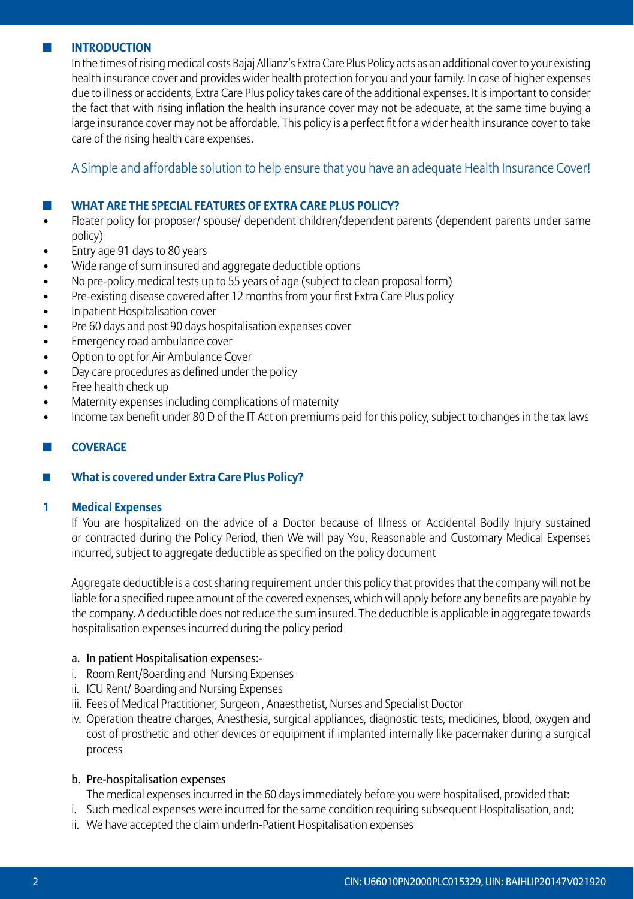## INTRODUCTION

In the times of rising medical costs Bajaj Allianz's Extra Care Plus Policy acts as an additional cover to your existing health insurance cover and provides wider health protection for you and your family. In case of higher expenses due to illness or accidents, Extra Care Plus policy takes care of the additional expenses. It is important to consider the fact that with rising inflation the health insurance cover may not be adequate, at the same time buying a large insurance cover may not be affordable. This policy is a perfect fit for a wider health insurance cover to take care of the rising health care expenses.

A Simple and affordable solution to help ensure that you have an adequate Health Insurance Cover!

## WHAT ARE THE SPECIAL FEATURES OF EXTRA CARE PLUS POLICY?

- Floater policy for proposer/ spouse/ dependent children/dependent parents (dependent parents under same policy)
- Entry age 91 days to 80 years
- Wide range of sum insured and aggregate deductible options
- No pre-policy medical tests up to 55 years of age (subject to clean proposal form)
- Pre-existing disease covered after 12 months from your first Extra Care Plus policy
- In patient Hospitalisation cover
- Pre 60 days and post 90 days hospitalisation expenses cover
- Emergency road ambulance cover
- Option to opt for Air Ambulance Cover
- Day care procedures as defined under the policy
- Free health check up
- Maternity expenses including complications of maternity
- Income tax benefit under 80 D of the IT Act on premiums paid for this policy, subject to changes in the tax laws

## COVERAGE

## What is covered under Extra Care Plus Policy?

### 1 Medical Expenses

If You are hospitalized on the advice of a Doctor because of Illness or Accidental Bodily Injury sustained or contracted during the Policy Period, then We will pay You, Reasonable and Customary Medical Expenses incurred, subject to aggregate deductible as specified on the policy document

Aggregate deductible is a cost sharing requirement under this policy that provides that the company will not be liable for a specified rupee amount of the covered expenses, which will apply before any benefits are payable by the company. A deductible does not reduce the sum insured. The deductible is applicable in aggregate towards hospitalisation expenses incurred during the policy period

**a. In patient Hospitalisation expenses:-**

i. Room Rent/Boarding and Nursing Expenses

ii. ICU Rent/ Boarding and Nursing Expenses

iii. Fees of Medical Practitioner, Surgeon , Anaesthetist, Nurses and Specialist Doctor

iv. Operation theatre charges, Anesthesia, surgical appliances, diagnostic tests, medicines, blood, oxygen and cost of prosthetic and other devices or equipment if implanted internally like pacemaker during a surgical process

**b. Pre-hospitalisation expenses**

The medical expenses incurred in the 60 days immediately before you were hospitalised, provided that:

i. Such medical expenses were incurred for the same condition requiring subsequent Hospitalisation, and;

ii. We have accepted the claim underIn-Patient Hospitalisation expenses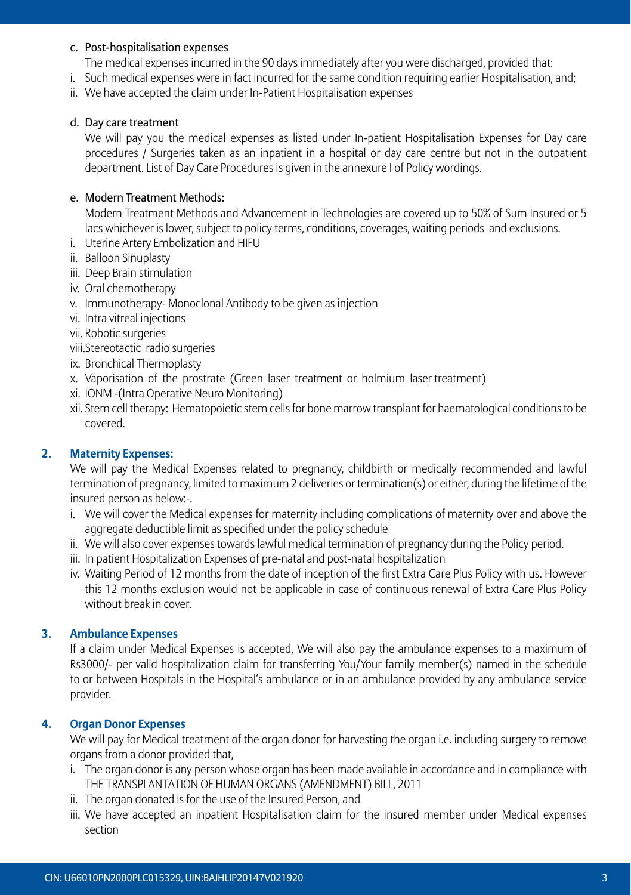c. Post-hospitalisation expenses

The medical expenses incurred in the 90 days immediately after you were discharged, provided that:

i. Such medical expenses were in fact incurred for the same condition requiring earlier Hospitalisation, and;
ii. We have accepted the claim under In-Patient Hospitalisation expenses

d. Day care treatment

We will pay you the medical expenses as listed under In-patient Hospitalisation Expenses for Day care procedures / Surgeries taken as an inpatient in a hospital or day care centre but not in the outpatient department. List of Day Care Procedures is given in the annexure I of Policy wordings.

e. Modern Treatment Methods:

Modern Treatment Methods and Advancement in Technologies are covered up to 50% of Sum Insured or 5 lacs whichever is lower, subject to policy terms, conditions, coverages, waiting periods and exclusions.

i. Uterine Artery Embolization and HIFU
ii. Balloon Sinuplasty
iii. Deep Brain stimulation
iv. Oral chemotherapy
v. Immunotherapy- Monoclonal Antibody to be given as injection
vi. Intra vitreal injections
vii. Robotic surgeries
viii. Stereotactic radio surgeries
ix. Bronchical Thermoplasty
x. Vaporisation of the prostrate (Green laser treatment or holmium laser treatment)
xi. IONM -(Intra Operative Neuro Monitoring)
xii. Stem cell therapy: Hematopoietic stem cells for bone marrow transplant for haematological conditions to be covered.

## 2. Maternity Expenses:

We will pay the Medical Expenses related to pregnancy, childbirth or medically recommended and lawful termination of pregnancy, limited to maximum 2 deliveries or termination(s) or either, during the lifetime of the insured person as below:-.

i. We will cover the Medical expenses for maternity including complications of maternity over and above the aggregate deductible limit as specified under the policy schedule
ii. We will also cover expenses towards lawful medical termination of pregnancy during the Policy period.
iii. In patient Hospitalization Expenses of pre-natal and post-natal hospitalization
iv. Waiting Period of 12 months from the date of inception of the first Extra Care Plus Policy with us. However this 12 months exclusion would not be applicable in case of continuous renewal of Extra Care Plus Policy without break in cover.

## 3. Ambulance Expenses

If a claim under Medical Expenses is accepted, We will also pay the ambulance expenses to a maximum of Rs3000/- per valid hospitalization claim for transferring You/Your family member(s) named in the schedule to or between Hospitals in the Hospital's ambulance or in an ambulance provided by any ambulance service provider.

## 4. Organ Donor Expenses

We will pay for Medical treatment of the organ donor for harvesting the organ i.e. including surgery to remove organs from a donor provided that,

i. The organ donor is any person whose organ has been made available in accordance and in compliance with THE TRANSPLANTATION OF HUMAN ORGANS (AMENDMENT) BILL, 2011
ii. The organ donated is for the use of the Insured Person, and
iii. We have accepted an inpatient Hospitalisation claim for the insured member under Medical expenses section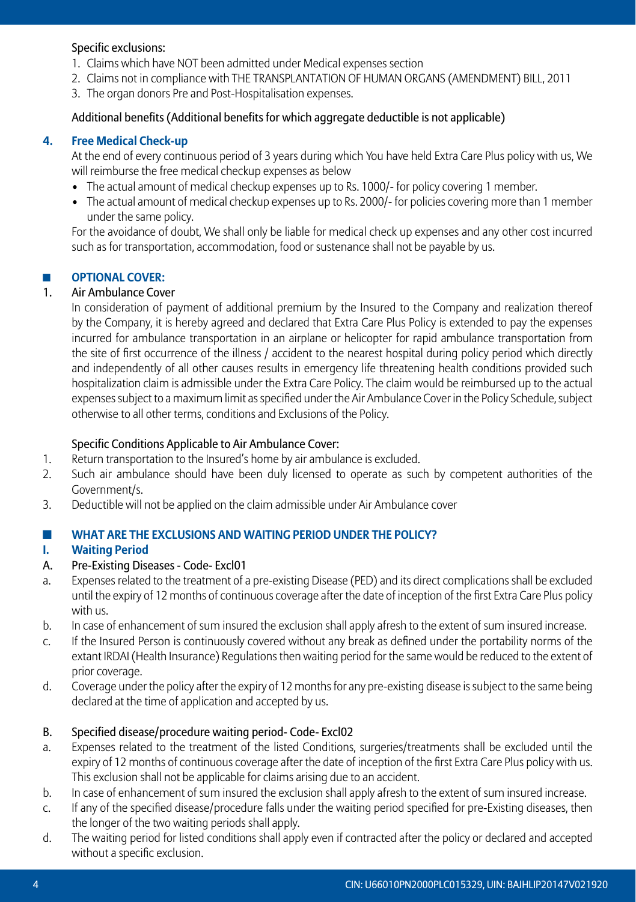Specific exclusions:

1. Claims which have NOT been admitted under Medical expenses section
2. Claims not in compliance with THE TRANSPLANTATION OF HUMAN ORGANS (AMENDMENT) BILL, 2011
3. The organ donors Pre and Post-Hospitalisation expenses.

Additional benefits (Additional benefits for which aggregate deductible is not applicable)

### 4. Free Medical Check-up

At the end of every continuous period of 3 years during which You have held Extra Care Plus policy with us, We will reimburse the free medical checkup expenses as below

- The actual amount of medical checkup expenses up to Rs. 1000/- for policy covering 1 member.
- The actual amount of medical checkup expenses up to Rs. 2000/- for policies covering more than 1 member under the same policy.

For the avoidance of doubt, We shall only be liable for medical check up expenses and any other cost incurred such as for transportation, accommodation, food or sustenance shall not be payable by us.

## OPTIONAL COVER:

1. Air Ambulance Cover

In consideration of payment of additional premium by the Insured to the Company and realization thereof by the Company, it is hereby agreed and declared that Extra Care Plus Policy is extended to pay the expenses incurred for ambulance transportation in an airplane or helicopter for rapid ambulance transportation from the site of first occurrence of the illness / accident to the nearest hospital during policy period which directly and independently of all other causes results in emergency life threatening health conditions provided such hospitalization claim is admissible under the Extra Care Policy. The claim would be reimbursed up to the actual expenses subject to a maximum limit as specified under the Air Ambulance Cover in the Policy Schedule, subject otherwise to all other terms, conditions and Exclusions of the Policy.

Specific Conditions Applicable to Air Ambulance Cover:

1. Return transportation to the Insured's home by air ambulance is excluded.
2. Such air ambulance should have been duly licensed to operate as such by competent authorities of the Government/s.
3. Deductible will not be applied on the claim admissible under Air Ambulance cover

## WHAT ARE THE EXCLUSIONS AND WAITING PERIOD UNDER THE POLICY?

### I. Waiting Period

A. Pre-Existing Diseases - Code- Excl01

a. Expenses related to the treatment of a pre-existing Disease (PED) and its direct complications shall be excluded until the expiry of 12 months of continuous coverage after the date of inception of the first Extra Care Plus policy with us.

b. In case of enhancement of sum insured the exclusion shall apply afresh to the extent of sum insured increase.

c. If the Insured Person is continuously covered without any break as defined under the portability norms of the extant IRDAI (Health Insurance) Regulations then waiting period for the same would be reduced to the extent of prior coverage.

d. Coverage under the policy after the expiry of 12 months for any pre-existing disease is subject to the same being declared at the time of application and accepted by us.

B. Specified disease/procedure waiting period- Code- Excl02

a. Expenses related to the treatment of the listed Conditions, surgeries/treatments shall be excluded until the expiry of 12 months of continuous coverage after the date of inception of the first Extra Care Plus policy with us. This exclusion shall not be applicable for claims arising due to an accident.

b. In case of enhancement of sum insured the exclusion shall apply afresh to the extent of sum insured increase.

c. If any of the specified disease/procedure falls under the waiting period specified for pre-Existing diseases, then the longer of the two waiting periods shall apply.

d. The waiting period for listed conditions shall apply even if contracted after the policy or declared and accepted without a specific exclusion.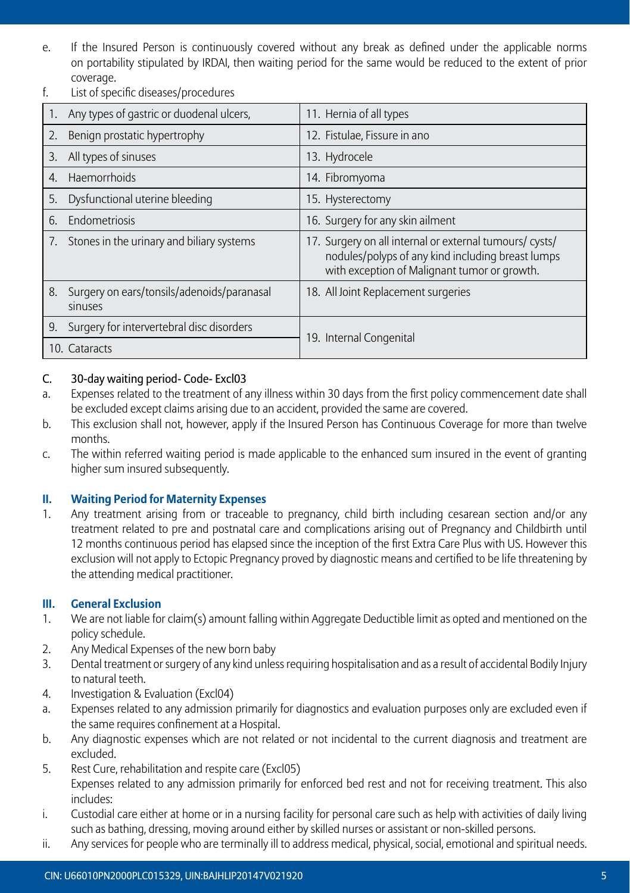e. If the Insured Person is continuously covered without any break as defined under the applicable norms on portability stipulated by IRDAI, then waiting period for the same would be reduced to the extent of prior coverage.

f. List of specific diseases/procedures

| | |
|---|---|
| 1. Any types of gastric or duodenal ulcers, | 11. Hernia of all types |
| 2. Benign prostatic hypertrophy | 12. Fistulae, Fissure in ano |
| 3. All types of sinuses | 13. Hydrocele |
| 4. Haemorrhoids | 14. Fibromyoma |
| 5. Dysfunctional uterine bleeding | 15. Hysterectomy |
| 6. Endometriosis | 16. Surgery for any skin ailment |
| 7. Stones in the urinary and biliary systems | 17. Surgery on all internal or external tumours/ cysts/ nodules/polyps of any kind including breast lumps with exception of Malignant tumor or growth. |
| 8. Surgery on ears/tonsils/adenoids/paranasal sinuses | 18. All Joint Replacement surgeries |
| 9. Surgery for intervertebral disc disorders | 19. Internal Congenital |
| 10. Cataracts | |

C. 30-day waiting period- Code- Excl03

a. Expenses related to the treatment of any illness within 30 days from the first policy commencement date shall be excluded except claims arising due to an accident, provided the same are covered.

b. This exclusion shall not, however, apply if the Insured Person has Continuous Coverage for more than twelve months.

c. The within referred waiting period is made applicable to the enhanced sum insured in the event of granting higher sum insured subsequently.

### II. Waiting Period for Maternity Expenses

1. Any treatment arising from or traceable to pregnancy, child birth including cesarean section and/or any treatment related to pre and postnatal care and complications arising out of Pregnancy and Childbirth until 12 months continuous period has elapsed since the inception of the first Extra Care Plus with US. However this exclusion will not apply to Ectopic Pregnancy proved by diagnostic means and certified to be life threatening by the attending medical practitioner.

### III. General Exclusion

1. We are not liable for claim(s) amount falling within Aggregate Deductible limit as opted and mentioned on the policy schedule.
2. Any Medical Expenses of the new born baby
3. Dental treatment or surgery of any kind unless requiring hospitalisation and as a result of accidental Bodily Injury to natural teeth.
4. Investigation & Evaluation (Excl04)

a. Expenses related to any admission primarily for diagnostics and evaluation purposes only are excluded even if the same requires confinement at a Hospital.

b. Any diagnostic expenses which are not related or not incidental to the current diagnosis and treatment are excluded.

5. Rest Cure, rehabilitation and respite care (Excl05)

   Expenses related to any admission primarily for enforced bed rest and not for receiving treatment. This also includes:

i. Custodial care either at home or in a nursing facility for personal care such as help with activities of daily living such as bathing, dressing, moving around either by skilled nurses or assistant or non-skilled persons.

ii. Any services for people who are terminally ill to address medical, physical, social, emotional and spiritual needs.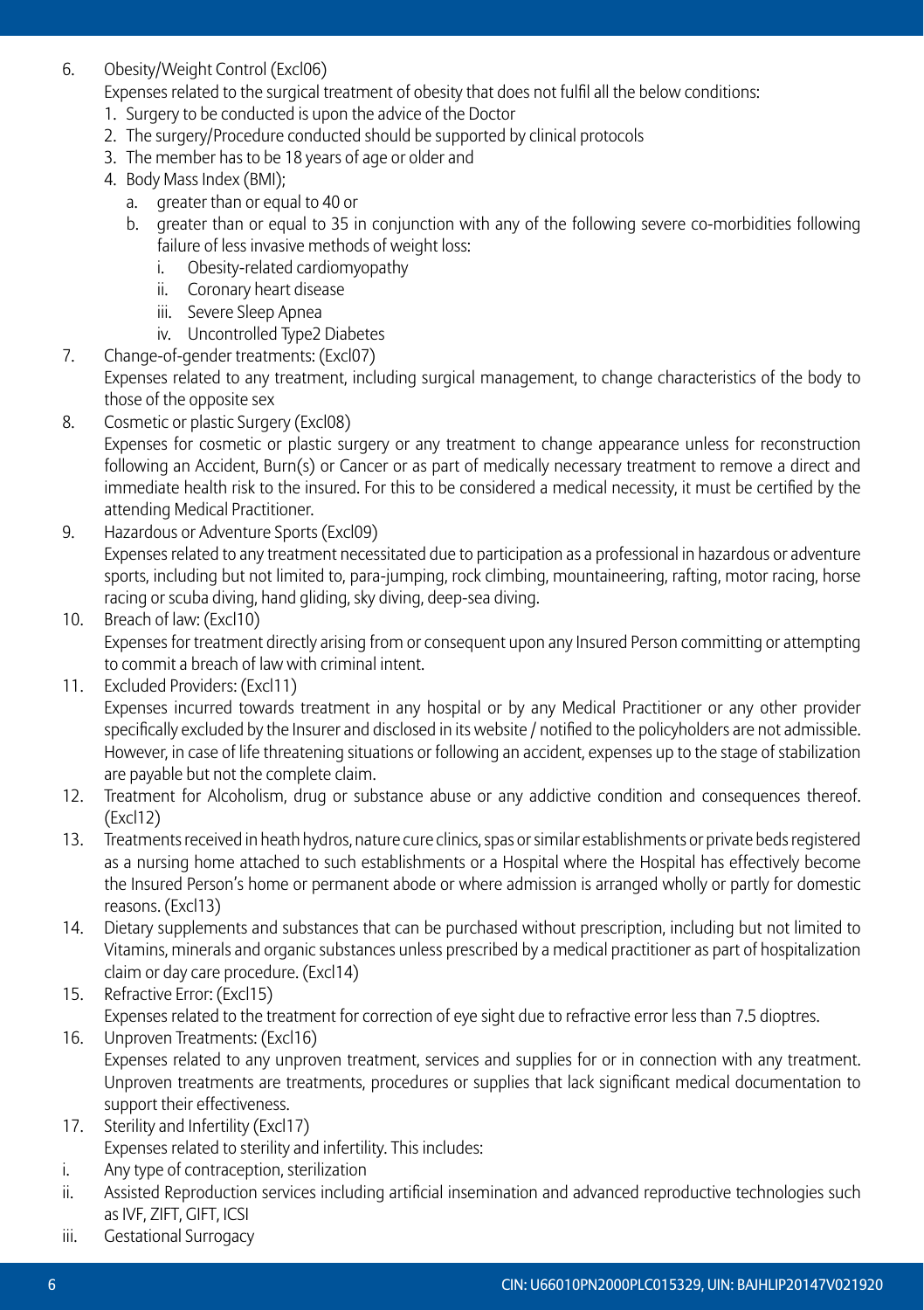6. Obesity/Weight Control (Excl06)

   Expenses related to the surgical treatment of obesity that does not fulfil all the below conditions:

   1. Surgery to be conducted is upon the advice of the Doctor
   2. The surgery/Procedure conducted should be supported by clinical protocols
   3. The member has to be 18 years of age or older and
   4. Body Mass Index (BMI);
      a. greater than or equal to 40 or
      b. greater than or equal to 35 in conjunction with any of the following severe co-morbidities following failure of less invasive methods of weight loss:
         i. Obesity-related cardiomyopathy
         ii. Coronary heart disease
         iii. Severe Sleep Apnea
         iv. Uncontrolled Type2 Diabetes

7. Change-of-gender treatments: (Excl07)

   Expenses related to any treatment, including surgical management, to change characteristics of the body to those of the opposite sex

8. Cosmetic or plastic Surgery (Excl08)

   Expenses for cosmetic or plastic surgery or any treatment to change appearance unless for reconstruction following an Accident, Burn(s) or Cancer or as part of medically necessary treatment to remove a direct and immediate health risk to the insured. For this to be considered a medical necessity, it must be certified by the attending Medical Practitioner.

9. Hazardous or Adventure Sports (Excl09)

   Expenses related to any treatment necessitated due to participation as a professional in hazardous or adventure sports, including but not limited to, para-jumping, rock climbing, mountaineering, rafting, motor racing, horse racing or scuba diving, hand gliding, sky diving, deep-sea diving.

10. Breach of law: (Excl10)

    Expenses for treatment directly arising from or consequent upon any Insured Person committing or attempting to commit a breach of law with criminal intent.

11. Excluded Providers: (Excl11)

    Expenses incurred towards treatment in any hospital or by any Medical Practitioner or any other provider specifically excluded by the Insurer and disclosed in its website / notified to the policyholders are not admissible. However, in case of life threatening situations or following an accident, expenses up to the stage of stabilization are payable but not the complete claim.

12. Treatment for Alcoholism, drug or substance abuse or any addictive condition and consequences thereof. (Excl12)

13. Treatments received in heath hydros, nature cure clinics, spas or similar establishments or private beds registered as a nursing home attached to such establishments or a Hospital where the Hospital has effectively become the Insured Person's home or permanent abode or where admission is arranged wholly or partly for domestic reasons. (Excl13)

14. Dietary supplements and substances that can be purchased without prescription, including but not limited to Vitamins, minerals and organic substances unless prescribed by a medical practitioner as part of hospitalization claim or day care procedure. (Excl14)

15. Refractive Error: (Excl15)

    Expenses related to the treatment for correction of eye sight due to refractive error less than 7.5 dioptres.

16. Unproven Treatments: (Excl16)

    Expenses related to any unproven treatment, services and supplies for or in connection with any treatment. Unproven treatments are treatments, procedures or supplies that lack significant medical documentation to support their effectiveness.

17. Sterility and Infertility (Excl17)

    Expenses related to sterility and infertility. This includes:

i. Any type of contraception, sterilization

ii. Assisted Reproduction services including artificial insemination and advanced reproductive technologies such as IVF, ZIFT, GIFT, ICSI

iii. Gestational Surrogacy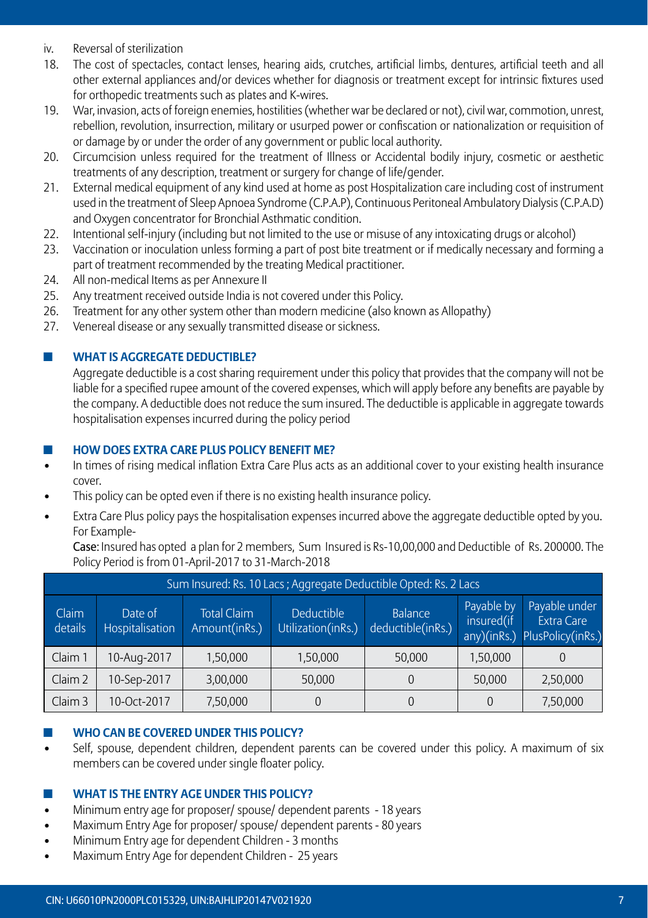iv. Reversal of sterilization

18. The cost of spectacles, contact lenses, hearing aids, crutches, artificial limbs, dentures, artificial teeth and all other external appliances and/or devices whether for diagnosis or treatment except for intrinsic fixtures used for orthopedic treatments such as plates and K-wires.
19. War, invasion, acts of foreign enemies, hostilities (whether war be declared or not), civil war, commotion, unrest, rebellion, revolution, insurrection, military or usurped power or confiscation or nationalization or requisition of or damage by or under the order of any government or public local authority.
20. Circumcision unless required for the treatment of Illness or Accidental bodily injury, cosmetic or aesthetic treatments of any description, treatment or surgery for change of life/gender.
21. External medical equipment of any kind used at home as post Hospitalization care including cost of instrument used in the treatment of Sleep Apnoea Syndrome (C.P.A.P), Continuous Peritoneal Ambulatory Dialysis (C.P.A.D) and Oxygen concentrator for Bronchial Asthmatic condition.
22. Intentional self-injury (including but not limited to the use or misuse of any intoxicating drugs or alcohol)
23. Vaccination or inoculation unless forming a part of post bite treatment or if medically necessary and forming a part of treatment recommended by the treating Medical practitioner.
24. All non-medical Items as per Annexure II
25. Any treatment received outside India is not covered under this Policy.
26. Treatment for any other system other than modern medicine (also known as Allopathy)
27. Venereal disease or any sexually transmitted disease or sickness.

## WHAT IS AGGREGATE DEDUCTIBLE?

Aggregate deductible is a cost sharing requirement under this policy that provides that the company will not be liable for a specified rupee amount of the covered expenses, which will apply before any benefits are payable by the company. A deductible does not reduce the sum insured. The deductible is applicable in aggregate towards hospitalisation expenses incurred during the policy period

## HOW DOES EXTRA CARE PLUS POLICY BENEFIT ME?

- In times of rising medical inflation Extra Care Plus acts as an additional cover to your existing health insurance cover.
- This policy can be opted even if there is no existing health insurance policy.
- Extra Care Plus policy pays the hospitalisation expenses incurred above the aggregate deductible opted by you. For Example-

  **Case**: Insured has opted a plan for 2 members, Sum Insured is Rs-10,00,000 and Deductible of Rs. 200000. The Policy Period is from 01-April-2017 to 31-March-2018

| Sum Insured: Rs. 10 Lacs ; Aggregate Deductible Opted: Rs. 2 Lacs | | | | | | |
|---|---|---|---|---|---|---|
| Claim details | Date of Hospitalisation | Total Claim Amount(inRs.) | Deductible Utilization(inRs.) | Balance deductible(inRs.) | Payable by insured(if any)(inRs.) | Payable under Extra Care PlusPolicy(inRs.) |
| Claim 1 | 10-Aug-2017 | 1,50,000 | 1,50,000 | 50,000 | 1,50,000 | 0 |
| Claim 2 | 10-Sep-2017 | 3,00,000 | 50,000 | 0 | 50,000 | 2,50,000 |
| Claim 3 | 10-Oct-2017 | 7,50,000 | 0 | 0 | 0 | 7,50,000 |

## WHO CAN BE COVERED UNDER THIS POLICY?

- Self, spouse, dependent children, dependent parents can be covered under this policy. A maximum of six members can be covered under single floater policy.

## WHAT IS THE ENTRY AGE UNDER THIS POLICY?

- Minimum entry age for proposer/ spouse/ dependent parents - 18 years
- Maximum Entry Age for proposer/ spouse/ dependent parents - 80 years
- Minimum Entry age for dependent Children - 3 months
- Maximum Entry Age for dependent Children - 25 years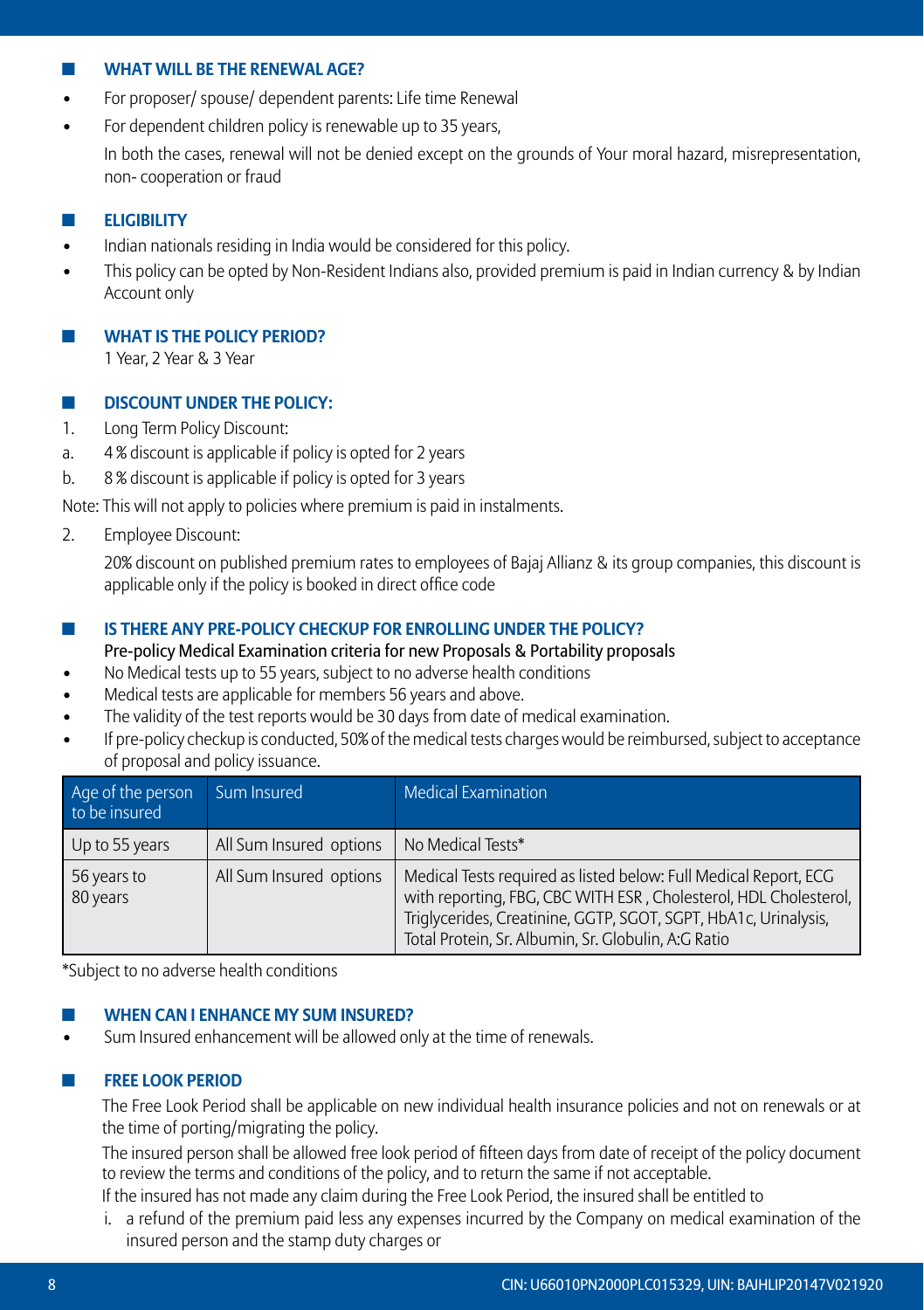## WHAT WILL BE THE RENEWAL AGE?

- For proposer/ spouse/ dependent parents: Life time Renewal
- For dependent children policy is renewable up to 35 years,

  In both the cases, renewal will not be denied except on the grounds of Your moral hazard, misrepresentation, non- cooperation or fraud

## ELIGIBILITY

- Indian nationals residing in India would be considered for this policy.
- This policy can be opted by Non-Resident Indians also, provided premium is paid in Indian currency & by Indian Account only

## WHAT IS THE POLICY PERIOD?

1 Year, 2 Year & 3 Year

## DISCOUNT UNDER THE POLICY:

1. Long Term Policy Discount:
   a. 4 % discount is applicable if policy is opted for 2 years
   b. 8 % discount is applicable if policy is opted for 3 years

Note: This will not apply to policies where premium is paid in instalments.

2. Employee Discount:

   20% discount on published premium rates to employees of Bajaj Allianz & its group companies, this discount is applicable only if the policy is booked in direct office code

## IS THERE ANY PRE-POLICY CHECKUP FOR ENROLLING UNDER THE POLICY?

Pre-policy Medical Examination criteria for new Proposals & Portability proposals

- No Medical tests up to 55 years, subject to no adverse health conditions
- Medical tests are applicable for members 56 years and above.
- The validity of the test reports would be 30 days from date of medical examination.
- If pre-policy checkup is conducted, 50% of the medical tests charges would be reimbursed, subject to acceptance of proposal and policy issuance.

| Age of the person to be insured | Sum Insured | Medical Examination |
|---|---|---|
| Up to 55 years | All Sum Insured options | No Medical Tests* |
| 56 years to 80 years | All Sum Insured options | Medical Tests required as listed below: Full Medical Report, ECG with reporting, FBG, CBC WITH ESR , Cholesterol, HDL Cholesterol, Triglycerides, Creatinine, GGTP, SGOT, SGPT, HbA1c, Urinalysis, Total Protein, Sr. Albumin, Sr. Globulin, A:G Ratio |

*Subject to no adverse health conditions

## WHEN CAN I ENHANCE MY SUM INSURED?

- Sum Insured enhancement will be allowed only at the time of renewals.

## FREE LOOK PERIOD

The Free Look Period shall be applicable on new individual health insurance policies and not on renewals or at the time of porting/migrating the policy.

The insured person shall be allowed free look period of fifteen days from date of receipt of the policy document to review the terms and conditions of the policy, and to return the same if not acceptable.

If the insured has not made any claim during the Free Look Period, the insured shall be entitled to

i. a refund of the premium paid less any expenses incurred by the Company on medical examination of the insured person and the stamp duty charges or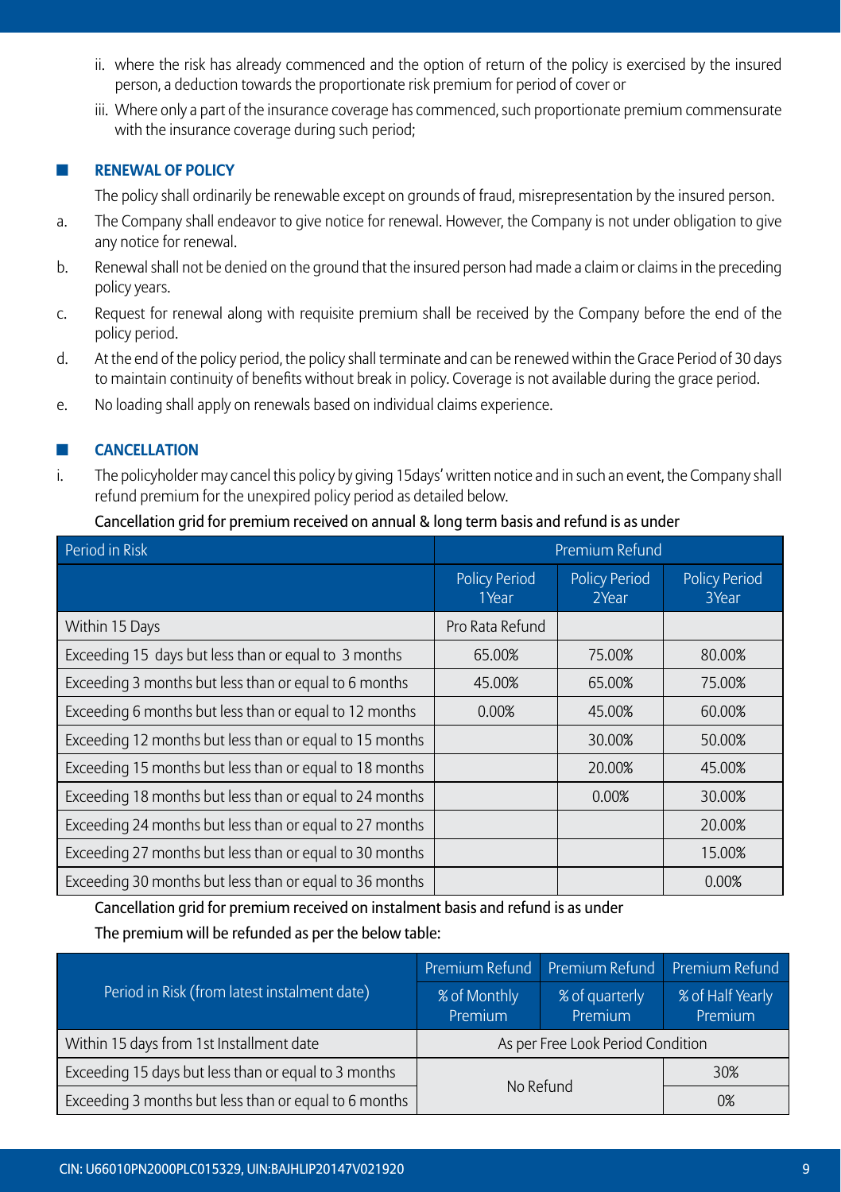ii. where the risk has already commenced and the option of return of the policy is exercised by the insured person, a deduction towards the proportionate risk premium for period of cover or

iii. Where only a part of the insurance coverage has commenced, such proportionate premium commensurate with the insurance coverage during such period;

## RENEWAL OF POLICY

The policy shall ordinarily be renewable except on grounds of fraud, misrepresentation by the insured person.

a. The Company shall endeavor to give notice for renewal. However, the Company is not under obligation to give any notice for renewal.

b. Renewal shall not be denied on the ground that the insured person had made a claim or claims in the preceding policy years.

c. Request for renewal along with requisite premium shall be received by the Company before the end of the policy period.

d. At the end of the policy period, the policy shall terminate and can be renewed within the Grace Period of 30 days to maintain continuity of benefits without break in policy. Coverage is not available during the grace period.

e. No loading shall apply on renewals based on individual claims experience.

## CANCELLATION

i. The policyholder may cancel this policy by giving 15days' written notice and in such an event, the Company shall refund premium for the unexpired policy period as detailed below.

Cancellation grid for premium received on annual & long term basis and refund is as under

| Period in Risk | Premium Refund | | |
|---|---|---|---|
| | Policy Period 1Year | Policy Period 2Year | Policy Period 3Year |
| Within 15 Days | Pro Rata Refund | | |
| Exceeding 15 days but less than or equal to 3 months | 65.00% | 75.00% | 80.00% |
| Exceeding 3 months but less than or equal to 6 months | 45.00% | 65.00% | 75.00% |
| Exceeding 6 months but less than or equal to 12 months | 0.00% | 45.00% | 60.00% |
| Exceeding 12 months but less than or equal to 15 months | | 30.00% | 50.00% |
| Exceeding 15 months but less than or equal to 18 months | | 20.00% | 45.00% |
| Exceeding 18 months but less than or equal to 24 months | | 0.00% | 30.00% |
| Exceeding 24 months but less than or equal to 27 months | | | 20.00% |
| Exceeding 27 months but less than or equal to 30 months | | | 15.00% |
| Exceeding 30 months but less than or equal to 36 months | | | 0.00% |

Cancellation grid for premium received on instalment basis and refund is as under

The premium will be refunded as per the below table:

| Period in Risk (from latest instalment date) | Premium Refund | Premium Refund | Premium Refund |
|---|---|---|---|
| | % of Monthly Premium | % of quarterly Premium | % of Half Yearly Premium |
| Within 15 days from 1st Installment date | As per Free Look Period Condition | | |
| Exceeding 15 days but less than or equal to 3 months | No Refund | | 30% |
| Exceeding 3 months but less than or equal to 6 months | | | 0% |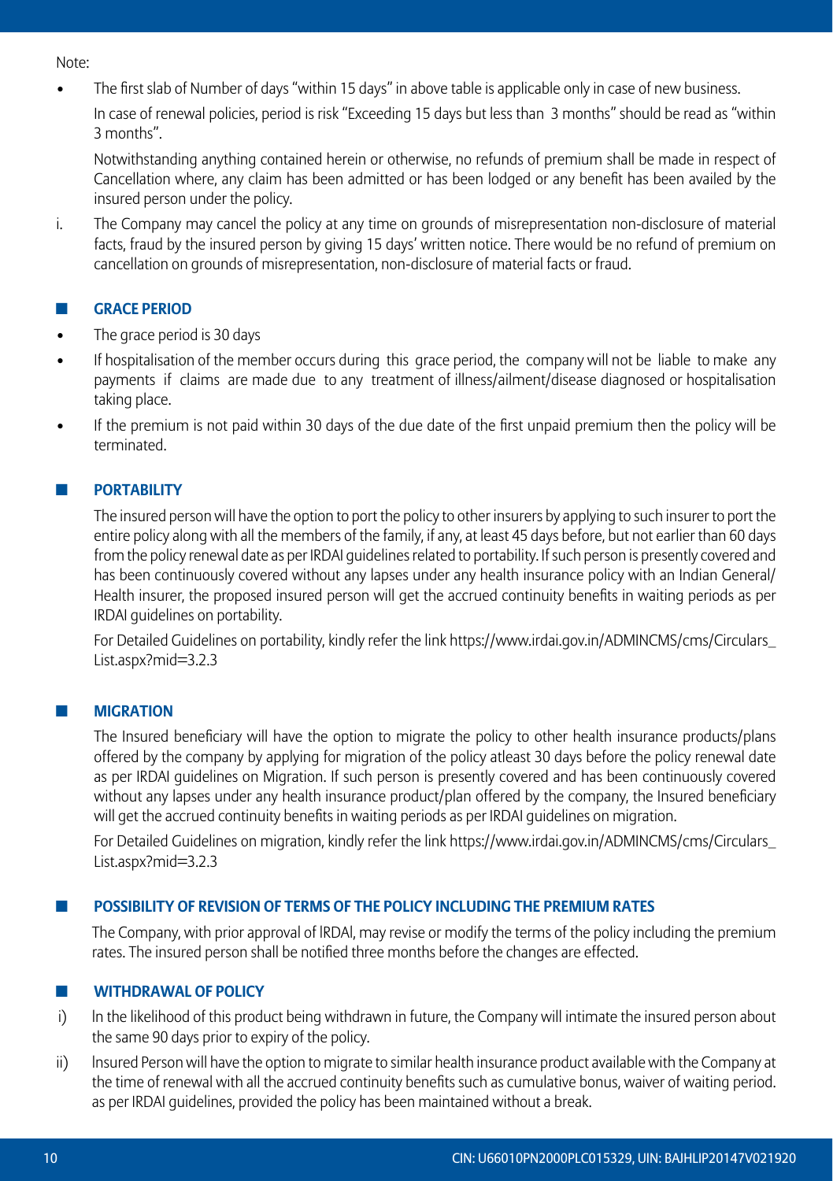Note:

- The first slab of Number of days "within 15 days" in above table is applicable only in case of new business.

  In case of renewal policies, period is risk "Exceeding 15 days but less than 3 months" should be read as "within 3 months".

  Notwithstanding anything contained herein or otherwise, no refunds of premium shall be made in respect of Cancellation where, any claim has been admitted or has been lodged or any benefit has been availed by the insured person under the policy.

i. The Company may cancel the policy at any time on grounds of misrepresentation non-disclosure of material facts, fraud by the insured person by giving 15 days' written notice. There would be no refund of premium on cancellation on grounds of misrepresentation, non-disclosure of material facts or fraud.

## GRACE PERIOD

- The grace period is 30 days
- If hospitalisation of the member occurs during this grace period, the company will not be liable to make any payments if claims are made due to any treatment of illness/ailment/disease diagnosed or hospitalisation taking place.
- If the premium is not paid within 30 days of the due date of the first unpaid premium then the policy will be terminated.

## PORTABILITY

The insured person will have the option to port the policy to other insurers by applying to such insurer to port the entire policy along with all the members of the family, if any, at least 45 days before, but not earlier than 60 days from the policy renewal date as per IRDAI guidelines related to portability. If such person is presently covered and has been continuously covered without any lapses under any health insurance policy with an Indian General/ Health insurer, the proposed insured person will get the accrued continuity benefits in waiting periods as per IRDAI guidelines on portability.

For Detailed Guidelines on portability, kindly refer the link https://www.irdai.gov.in/ADMINCMS/cms/Circulars_List.aspx?mid=3.2.3

## MIGRATION

The Insured beneficiary will have the option to migrate the policy to other health insurance products/plans offered by the company by applying for migration of the policy atleast 30 days before the policy renewal date as per IRDAI guidelines on Migration. If such person is presently covered and has been continuously covered without any lapses under any health insurance product/plan offered by the company, the Insured beneficiary will get the accrued continuity benefits in waiting periods as per IRDAI guidelines on migration.

For Detailed Guidelines on migration, kindly refer the link https://www.irdai.gov.in/ADMINCMS/cms/Circulars_List.aspx?mid=3.2.3

## POSSIBILITY OF REVISION OF TERMS OF THE POLICY INCLUDING THE PREMIUM RATES

The Company, with prior approval of IRDAI, may revise or modify the terms of the policy including the premium rates. The insured person shall be notified three months before the changes are effected.

## WITHDRAWAL OF POLICY

i) In the likelihood of this product being withdrawn in future, the Company will intimate the insured person about the same 90 days prior to expiry of the policy.

ii) Insured Person will have the option to migrate to similar health insurance product available with the Company at the time of renewal with all the accrued continuity benefits such as cumulative bonus, waiver of waiting period. as per IRDAI guidelines, provided the policy has been maintained without a break.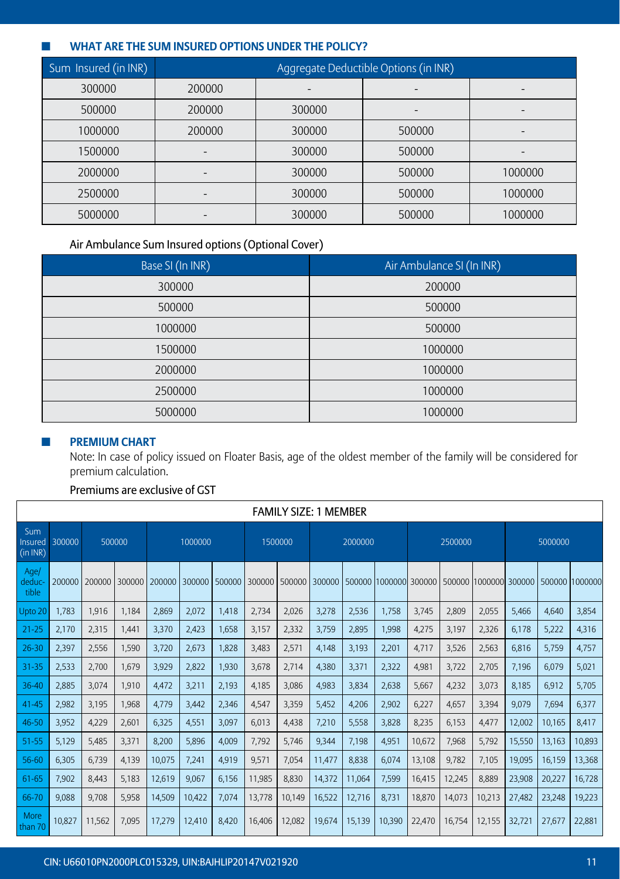## WHAT ARE THE SUM INSURED OPTIONS UNDER THE POLICY?

| Sum Insured (in INR) | Aggregate Deductible Options (in INR) | | | |
|---|---|---|---|---|
| 300000 | 200000 | - | - | - |
| 500000 | 200000 | 300000 | - | - |
| 1000000 | 200000 | 300000 | 500000 | - |
| 1500000 | - | 300000 | 500000 | - |
| 2000000 | - | 300000 | 500000 | 1000000 |
| 2500000 | - | 300000 | 500000 | 1000000 |
| 5000000 | - | 300000 | 500000 | 1000000 |

Air Ambulance Sum Insured options (Optional Cover)

| Base SI (In INR) | Air Ambulance SI (In INR) |
|---|---|
| 300000 | 200000 |
| 500000 | 500000 |
| 1000000 | 500000 |
| 1500000 | 1000000 |
| 2000000 | 1000000 |
| 2500000 | 1000000 |
| 5000000 | 1000000 |

## PREMIUM CHART

Note: In case of policy issued on Floater Basis, age of the oldest member of the family will be considered for premium calculation.

Premiums are exclusive of GST

| FAMILY SIZE: 1 MEMBER | | | | | | | | | | | | | | | | | | |
|---|---|---|---|---|---|---|---|---|---|---|---|---|---|---|---|---|---|---|
| Sum Insured (in INR) | 300000 | 500000 | | 1000000 | | | 1500000 | | 2000000 | | | 2500000 | | | 5000000 | | | |
| Age/ deductible | 200000 | 200000 | 300000 | 200000 | 300000 | 500000 | 300000 | 500000 | 300000 | 500000 | 1000000 | 300000 | 500000 | 1000000 | 300000 | 500000 | 1000000 |
| Upto 20 | 1,783 | 1,916 | 1,184 | 2,869 | 2,072 | 1,418 | 2,734 | 2,026 | 3,278 | 2,536 | 1,758 | 3,745 | 2,809 | 2,055 | 5,466 | 4,640 | 3,854 |
| 21-25 | 2,170 | 2,315 | 1,441 | 3,370 | 2,423 | 1,658 | 3,157 | 2,332 | 3,759 | 2,895 | 1,998 | 4,275 | 3,197 | 2,326 | 6,178 | 5,222 | 4,316 |
| 26-30 | 2,397 | 2,556 | 1,590 | 3,720 | 2,673 | 1,828 | 3,483 | 2,571 | 4,148 | 3,193 | 2,201 | 4,717 | 3,526 | 2,563 | 6,816 | 5,759 | 4,757 |
| 31-35 | 2,533 | 2,700 | 1,679 | 3,929 | 2,822 | 1,930 | 3,678 | 2,714 | 4,380 | 3,371 | 2,322 | 4,981 | 3,722 | 2,705 | 7,196 | 6,079 | 5,021 |
| 36-40 | 2,885 | 3,074 | 1,910 | 4,472 | 3,211 | 2,193 | 4,185 | 3,086 | 4,983 | 3,834 | 2,638 | 5,667 | 4,232 | 3,073 | 8,185 | 6,912 | 5,705 |
| 41-45 | 2,982 | 3,195 | 1,968 | 4,779 | 3,442 | 2,346 | 4,547 | 3,359 | 5,452 | 4,206 | 2,902 | 6,227 | 4,657 | 3,394 | 9,079 | 7,694 | 6,377 |
| 46-50 | 3,952 | 4,229 | 2,601 | 6,325 | 4,551 | 3,097 | 6,013 | 4,438 | 7,210 | 5,558 | 3,828 | 8,235 | 6,153 | 4,477 | 12,002 | 10,165 | 8,417 |
| 51-55 | 5,129 | 5,485 | 3,371 | 8,200 | 5,896 | 4,009 | 7,792 | 5,746 | 9,344 | 7,198 | 4,951 | 10,672 | 7,968 | 5,792 | 15,550 | 13,163 | 10,893 |
| 56-60 | 6,305 | 6,739 | 4,139 | 10,075 | 7,241 | 4,919 | 9,571 | 7,054 | 11,477 | 8,838 | 6,074 | 13,108 | 9,782 | 7,105 | 19,095 | 16,159 | 13,368 |
| 61-65 | 7,902 | 8,443 | 5,183 | 12,619 | 9,067 | 6,156 | 11,985 | 8,830 | 14,372 | 11,064 | 7,599 | 16,415 | 12,245 | 8,889 | 23,908 | 20,227 | 16,728 |
| 66-70 | 9,088 | 9,708 | 5,958 | 14,509 | 10,422 | 7,074 | 13,778 | 10,149 | 16,522 | 12,716 | 8,731 | 18,870 | 14,073 | 10,213 | 27,482 | 23,248 | 19,223 |
| More than 70 | 10,827 | 11,562 | 7,095 | 17,279 | 12,410 | 8,420 | 16,406 | 12,082 | 19,674 | 15,139 | 10,390 | 22,470 | 16,754 | 12,155 | 32,721 | 27,677 | 22,881 |

CIN: U66010PN2000PLC015329, UIN:BAJHLIP20147V021920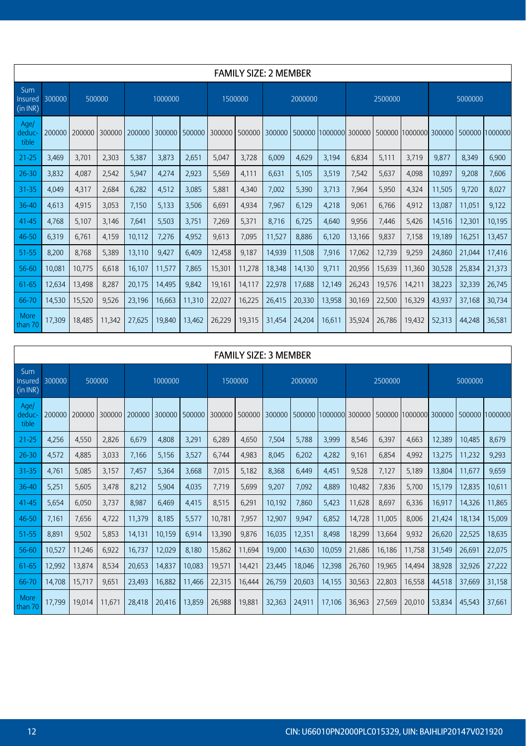| FAMILY SIZE: 2 MEMBER | | | | | | | | | | | | | | | | | | | |
|---|---|---|---|---|---|---|---|---|---|---|---|---|---|---|---|---|---|---|---|
| Sum Insured (in INR) | 300000 | 500000 | | 1000000 | | | 1500000 | | 2000000 | | | 2500000 | | | 5000000 | | |
| Age/ deductible | 200000 | 200000 | 300000 | 200000 | 300000 | 500000 | 300000 | 500000 | 300000 | 500000 | 1000000 | 300000 | 500000 | 1000000 | 300000 | 500000 | 1000000 |
| 21-25 | 3,469 | 3,701 | 2,303 | 5,387 | 3,873 | 2,651 | 5,047 | 3,728 | 6,009 | 4,629 | 3,194 | 6,834 | 5,111 | 3,719 | 9,877 | 8,349 | 6,900 |
| 26-30 | 3,832 | 4,087 | 2,542 | 5,947 | 4,274 | 2,923 | 5,569 | 4,111 | 6,631 | 5,105 | 3,519 | 7,542 | 5,637 | 4,098 | 10,897 | 9,208 | 7,606 |
| 31-35 | 4,049 | 4,317 | 2,684 | 6,282 | 4,512 | 3,085 | 5,881 | 4,340 | 7,002 | 5,390 | 3,713 | 7,964 | 5,950 | 4,324 | 11,505 | 9,720 | 8,027 |
| 36-40 | 4,613 | 4,915 | 3,053 | 7,150 | 5,133 | 3,506 | 6,691 | 4,934 | 7,967 | 6,129 | 4,218 | 9,061 | 6,766 | 4,912 | 13,087 | 11,051 | 9,122 |
| 41-45 | 4,768 | 5,107 | 3,146 | 7,641 | 5,503 | 3,751 | 7,269 | 5,371 | 8,716 | 6,725 | 4,640 | 9,956 | 7,446 | 5,426 | 14,516 | 12,301 | 10,195 |
| 46-50 | 6,319 | 6,761 | 4,159 | 10,112 | 7,276 | 4,952 | 9,613 | 7,095 | 11,527 | 8,886 | 6,120 | 13,166 | 9,837 | 7,158 | 19,189 | 16,251 | 13,457 |
| 51-55 | 8,200 | 8,768 | 5,389 | 13,110 | 9,427 | 6,409 | 12,458 | 9,187 | 14,939 | 11,508 | 7,916 | 17,062 | 12,739 | 9,259 | 24,860 | 21,044 | 17,416 |
| 56-60 | 10,081 | 10,775 | 6,618 | 16,107 | 11,577 | 7,865 | 15,301 | 11,278 | 18,348 | 14,130 | 9,711 | 20,956 | 15,639 | 11,360 | 30,528 | 25,834 | 21,373 |
| 61-65 | 12,634 | 13,498 | 8,287 | 20,175 | 14,495 | 9,842 | 19,161 | 14,117 | 22,978 | 17,688 | 12,149 | 26,243 | 19,576 | 14,211 | 38,223 | 32,339 | 26,745 |
| 66-70 | 14,530 | 15,520 | 9,526 | 23,196 | 16,663 | 11,310 | 22,027 | 16,225 | 26,415 | 20,330 | 13,958 | 30,169 | 22,500 | 16,329 | 43,937 | 37,168 | 30,734 |
| More than 70 | 17,309 | 18,485 | 11,342 | 27,625 | 19,840 | 13,462 | 26,229 | 19,315 | 31,454 | 24,204 | 16,611 | 35,924 | 26,786 | 19,432 | 52,313 | 44,248 | 36,581 |

| FAMILY SIZE: 3 MEMBER | | | | | | | | | | | | | | | | | |
|---|---|---|---|---|---|---|---|---|---|---|---|---|---|---|---|---|---|
| Sum Insured (in INR) | 300000 | 500000 | | 1000000 | | | 1500000 | | 2000000 | | | 2500000 | | | 5000000 | | |
| Age/ deductible | 200000 | 200000 | 300000 | 200000 | 300000 | 500000 | 300000 | 500000 | 300000 | 500000 | 1000000 | 300000 | 500000 | 1000000 | 300000 | 500000 | 1000000 |
| 21-25 | 4,256 | 4,550 | 2,826 | 6,679 | 4,808 | 3,291 | 6,289 | 4,650 | 7,504 | 5,788 | 3,999 | 8,546 | 6,397 | 4,663 | 12,389 | 10,485 | 8,679 |
| 26-30 | 4,572 | 4,885 | 3,033 | 7,166 | 5,156 | 3,527 | 6,744 | 4,983 | 8,045 | 6,202 | 4,282 | 9,161 | 6,854 | 4,992 | 13,275 | 11,232 | 9,293 |
| 31-35 | 4,761 | 5,085 | 3,157 | 7,457 | 5,364 | 3,668 | 7,015 | 5,182 | 8,368 | 6,449 | 4,451 | 9,528 | 7,127 | 5,189 | 13,804 | 11,677 | 9,659 |
| 36-40 | 5,251 | 5,605 | 3,478 | 8,212 | 5,904 | 4,035 | 7,719 | 5,699 | 9,207 | 7,092 | 4,889 | 10,482 | 7,836 | 5,700 | 15,179 | 12,835 | 10,611 |
| 41-45 | 5,654 | 6,050 | 3,737 | 8,987 | 6,469 | 4,415 | 8,515 | 6,291 | 10,192 | 7,860 | 5,423 | 11,628 | 8,697 | 6,336 | 16,917 | 14,326 | 11,865 |
| 46-50 | 7,161 | 7,656 | 4,722 | 11,379 | 8,185 | 5,577 | 10,781 | 7,957 | 12,907 | 9,947 | 6,852 | 14,728 | 11,005 | 8,006 | 21,424 | 18,134 | 15,009 |
| 51-55 | 8,891 | 9,502 | 5,853 | 14,131 | 10,159 | 6,914 | 13,390 | 9,876 | 16,035 | 12,351 | 8,498 | 18,299 | 13,664 | 9,932 | 26,620 | 22,525 | 18,635 |
| 56-60 | 10,527 | 11,246 | 6,922 | 16,737 | 12,029 | 8,180 | 15,862 | 11,694 | 19,000 | 14,630 | 10,059 | 21,686 | 16,186 | 11,758 | 31,549 | 26,691 | 22,075 |
| 61-65 | 12,992 | 13,874 | 8,534 | 20,653 | 14,837 | 10,083 | 19,571 | 14,421 | 23,445 | 18,046 | 12,398 | 26,760 | 19,965 | 14,494 | 38,928 | 32,926 | 27,222 |
| 66-70 | 14,708 | 15,717 | 9,651 | 23,493 | 16,882 | 11,466 | 22,315 | 16,444 | 26,759 | 20,603 | 14,155 | 30,563 | 22,803 | 16,558 | 44,518 | 37,669 | 31,158 |
| More than 70 | 17,799 | 19,014 | 11,671 | 28,418 | 20,416 | 13,859 | 26,988 | 19,881 | 32,363 | 24,911 | 17,106 | 36,963 | 27,569 | 20,010 | 53,834 | 45,543 | 37,661 |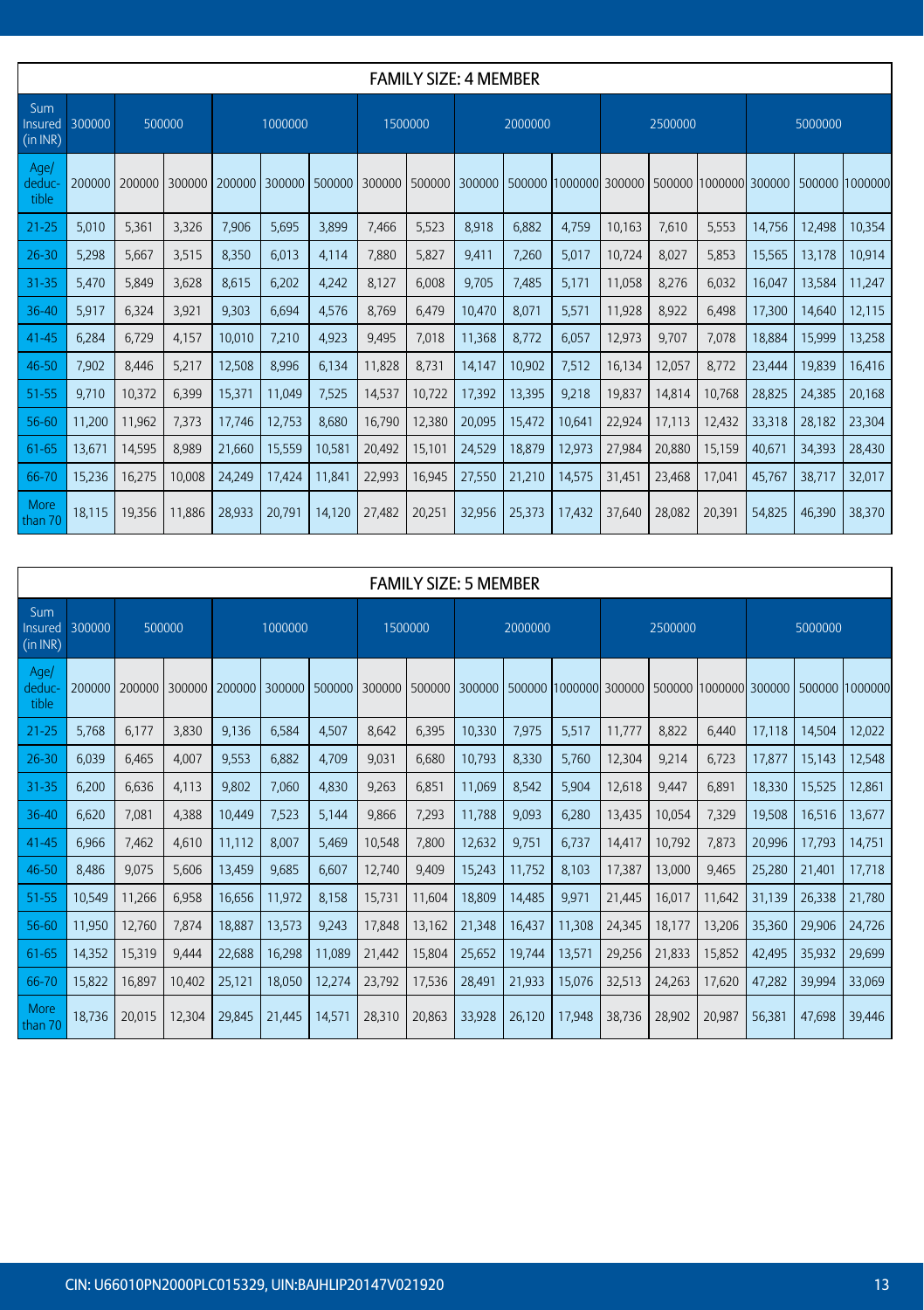| FAMILY SIZE: 4 MEMBER | | | | | | | | | | | | | | | | | | |
|---|---|---|---|---|---|---|---|---|---|---|---|---|---|---|---|---|---|---|
| Sum Insured (in INR) | 300000 | 500000 | | 1000000 | | | 1500000 | | 2000000 | | | 2500000 | | | 5000000 | | |
| Age/ deductible | 200000 | 200000 | 300000 | 200000 | 300000 | 500000 | 300000 | 500000 | 300000 | 500000 | 1000000 | 300000 | 500000 | 1000000 | 300000 | 500000 | 1000000 |
| 21-25 | 5,010 | 5,361 | 3,326 | 7,906 | 5,695 | 3,899 | 7,466 | 5,523 | 8,918 | 6,882 | 4,759 | 10,163 | 7,610 | 5,553 | 14,756 | 12,498 | 10,354 |
| 26-30 | 5,298 | 5,667 | 3,515 | 8,350 | 6,013 | 4,114 | 7,880 | 5,827 | 9,411 | 7,260 | 5,017 | 10,724 | 8,027 | 5,853 | 15,565 | 13,178 | 10,914 |
| 31-35 | 5,470 | 5,849 | 3,628 | 8,615 | 6,202 | 4,242 | 8,127 | 6,008 | 9,705 | 7,485 | 5,171 | 11,058 | 8,276 | 6,032 | 16,047 | 13,584 | 11,247 |
| 36-40 | 5,917 | 6,324 | 3,921 | 9,303 | 6,694 | 4,576 | 8,769 | 6,479 | 10,470 | 8,071 | 5,571 | 11,928 | 8,922 | 6,498 | 17,300 | 14,640 | 12,115 |
| 41-45 | 6,284 | 6,729 | 4,157 | 10,010 | 7,210 | 4,923 | 9,495 | 7,018 | 11,368 | 8,772 | 6,057 | 12,973 | 9,707 | 7,078 | 18,884 | 15,999 | 13,258 |
| 46-50 | 7,902 | 8,446 | 5,217 | 12,508 | 8,996 | 6,134 | 11,828 | 8,731 | 14,147 | 10,902 | 7,512 | 16,134 | 12,057 | 8,772 | 23,444 | 19,839 | 16,416 |
| 51-55 | 9,710 | 10,372 | 6,399 | 15,371 | 11,049 | 7,525 | 14,537 | 10,722 | 17,392 | 13,395 | 9,218 | 19,837 | 14,814 | 10,768 | 28,825 | 24,385 | 20,168 |
| 56-60 | 11,200 | 11,962 | 7,373 | 17,746 | 12,753 | 8,680 | 16,790 | 12,380 | 20,095 | 15,472 | 10,641 | 22,924 | 17,113 | 12,432 | 33,318 | 28,182 | 23,304 |
| 61-65 | 13,671 | 14,595 | 8,989 | 21,660 | 15,559 | 10,581 | 20,492 | 15,101 | 24,529 | 18,879 | 12,973 | 27,984 | 20,880 | 15,159 | 40,671 | 34,393 | 28,430 |
| 66-70 | 15,236 | 16,275 | 10,008 | 24,249 | 17,424 | 11,841 | 22,993 | 16,945 | 27,550 | 21,210 | 14,575 | 31,451 | 23,468 | 17,041 | 45,767 | 38,717 | 32,017 |
| More than 70 | 18,115 | 19,356 | 11,886 | 28,933 | 20,791 | 14,120 | 27,482 | 20,251 | 32,956 | 25,373 | 17,432 | 37,640 | 28,082 | 20,391 | 54,825 | 46,390 | 38,370 |

| FAMILY SIZE: 5 MEMBER | | | | | | | | | | | | | | | | | | |
|---|---|---|---|---|---|---|---|---|---|---|---|---|---|---|---|---|---|---|
| Sum Insured (in INR) | 300000 | 500000 | | 1000000 | | | 1500000 | | 2000000 | | | 2500000 | | | 5000000 | | |
| Age/ deductible | 200000 | 200000 | 300000 | 200000 | 300000 | 500000 | 300000 | 500000 | 300000 | 500000 | 1000000 | 300000 | 500000 | 1000000 | 300000 | 500000 | 1000000 |
| 21-25 | 5,768 | 6,177 | 3,830 | 9,136 | 6,584 | 4,507 | 8,642 | 6,395 | 10,330 | 7,975 | 5,517 | 11,777 | 8,822 | 6,440 | 17,118 | 14,504 | 12,022 |
| 26-30 | 6,039 | 6,465 | 4,007 | 9,553 | 6,882 | 4,709 | 9,031 | 6,680 | 10,793 | 8,330 | 5,760 | 12,304 | 9,214 | 6,723 | 17,877 | 15,143 | 12,548 |
| 31-35 | 6,200 | 6,636 | 4,113 | 9,802 | 7,060 | 4,830 | 9,263 | 6,851 | 11,069 | 8,542 | 5,904 | 12,618 | 9,447 | 6,891 | 18,330 | 15,525 | 12,861 |
| 36-40 | 6,620 | 7,081 | 4,388 | 10,449 | 7,523 | 5,144 | 9,866 | 7,293 | 11,788 | 9,093 | 6,280 | 13,435 | 10,054 | 7,329 | 19,508 | 16,516 | 13,677 |
| 41-45 | 6,966 | 7,462 | 4,610 | 11,112 | 8,007 | 5,469 | 10,548 | 7,800 | 12,632 | 9,751 | 6,737 | 14,417 | 10,792 | 7,873 | 20,996 | 17,793 | 14,751 |
| 46-50 | 8,486 | 9,075 | 5,606 | 13,459 | 9,685 | 6,607 | 12,740 | 9,409 | 15,243 | 11,752 | 8,103 | 17,387 | 13,000 | 9,465 | 25,280 | 21,401 | 17,718 |
| 51-55 | 10,549 | 11,266 | 6,958 | 16,656 | 11,972 | 8,158 | 15,731 | 11,604 | 18,809 | 14,485 | 9,971 | 21,445 | 16,017 | 11,642 | 31,139 | 26,338 | 21,780 |
| 56-60 | 11,950 | 12,760 | 7,874 | 18,887 | 13,573 | 9,243 | 17,848 | 13,162 | 21,348 | 16,437 | 11,308 | 24,345 | 18,177 | 13,206 | 35,360 | 29,906 | 24,726 |
| 61-65 | 14,352 | 15,319 | 9,444 | 22,688 | 16,298 | 11,089 | 21,442 | 15,804 | 25,652 | 19,744 | 13,571 | 29,256 | 21,833 | 15,852 | 42,495 | 35,932 | 29,699 |
| 66-70 | 15,822 | 16,897 | 10,402 | 25,121 | 18,050 | 12,274 | 23,792 | 17,536 | 28,491 | 21,933 | 15,076 | 32,513 | 24,263 | 17,620 | 47,282 | 39,994 | 33,069 |
| More than 70 | 18,736 | 20,015 | 12,304 | 29,845 | 21,445 | 14,571 | 28,310 | 20,863 | 33,928 | 26,120 | 17,948 | 38,736 | 28,902 | 20,987 | 56,381 | 47,698 | 39,446 |

CIN: U66010PN2000PLC015329, UIN:BAJHLIP20147V021920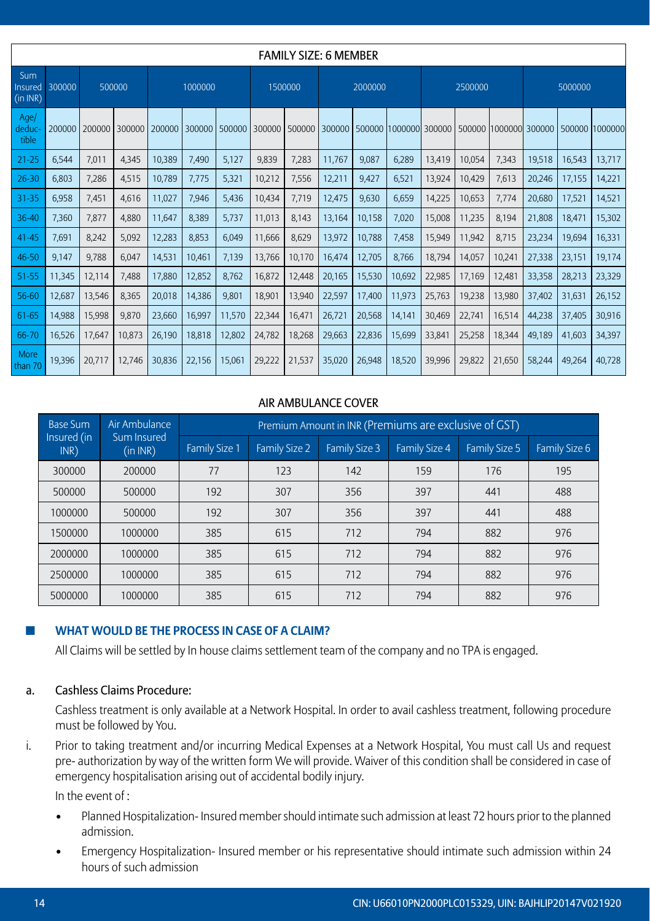### FAMILY SIZE: 6 MEMBER

| Sum Insured (in INR) | 300000 | 500000 | | 1000000 | | | 1500000 | | 2000000 | | | 2500000 | | | 5000000 | | |
|---|---|---|---|---|---|---|---|---|---|---|---|---|---|---|---|---|---|
| Age/ deductible | 200000 | 200000 | 300000 | 200000 | 300000 | 500000 | 300000 | 500000 | 300000 | 500000 | 1000000 | 300000 | 500000 | 1000000 | 300000 | 500000 | 1000000 |
| 21-25 | 6,544 | 7,011 | 4,345 | 10,389 | 7,490 | 5,127 | 9,839 | 7,283 | 11,767 | 9,087 | 6,289 | 13,419 | 10,054 | 7,343 | 19,518 | 16,543 | 13,717 |
| 26-30 | 6,803 | 7,286 | 4,515 | 10,789 | 7,775 | 5,321 | 10,212 | 7,556 | 12,211 | 9,427 | 6,521 | 13,924 | 10,429 | 7,613 | 20,246 | 17,155 | 14,221 |
| 31-35 | 6,958 | 7,451 | 4,616 | 11,027 | 7,946 | 5,436 | 10,434 | 7,719 | 12,475 | 9,630 | 6,659 | 14,225 | 10,653 | 7,774 | 20,680 | 17,521 | 14,521 |
| 36-40 | 7,360 | 7,877 | 4,880 | 11,647 | 8,389 | 5,737 | 11,013 | 8,143 | 13,164 | 10,158 | 7,020 | 15,008 | 11,235 | 8,194 | 21,808 | 18,471 | 15,302 |
| 41-45 | 7,691 | 8,242 | 5,092 | 12,283 | 8,853 | 6,049 | 11,666 | 8,629 | 13,972 | 10,788 | 7,458 | 15,949 | 11,942 | 8,715 | 23,234 | 19,694 | 16,331 |
| 46-50 | 9,147 | 9,788 | 6,047 | 14,531 | 10,461 | 7,139 | 13,766 | 10,170 | 16,474 | 12,705 | 8,766 | 18,794 | 14,057 | 10,241 | 27,338 | 23,151 | 19,174 |
| 51-55 | 11,345 | 12,114 | 7,488 | 17,880 | 12,852 | 8,762 | 16,872 | 12,448 | 20,165 | 15,530 | 10,692 | 22,985 | 17,169 | 12,481 | 33,358 | 28,213 | 23,329 |
| 56-60 | 12,687 | 13,546 | 8,365 | 20,018 | 14,386 | 9,801 | 18,901 | 13,940 | 22,597 | 17,400 | 11,973 | 25,763 | 19,238 | 13,980 | 37,402 | 31,631 | 26,152 |
| 61-65 | 14,988 | 15,998 | 9,870 | 23,660 | 16,997 | 11,570 | 22,344 | 16,471 | 26,721 | 20,568 | 14,141 | 30,469 | 22,741 | 16,514 | 44,238 | 37,405 | 30,916 |
| 66-70 | 16,526 | 17,647 | 10,873 | 26,190 | 18,818 | 12,802 | 24,782 | 18,268 | 29,663 | 22,836 | 15,699 | 33,841 | 25,258 | 18,344 | 49,189 | 41,603 | 34,397 |
| More than 70 | 19,396 | 20,717 | 12,746 | 30,836 | 22,156 | 15,061 | 29,222 | 21,537 | 35,020 | 26,948 | 18,520 | 39,996 | 29,822 | 21,650 | 58,244 | 49,264 | 40,728 |

### AIR AMBULANCE COVER

| Base Sum Insured (in INR) | Air Ambulance Sum Insured (in INR) | Premium Amount in INR (Premiums are exclusive of GST) | | | | | |
|---|---|---|---|---|---|---|---|
| | | Family Size 1 | Family Size 2 | Family Size 3 | Family Size 4 | Family Size 5 | Family Size 6 |
| 300000 | 200000 | 77 | 123 | 142 | 159 | 176 | 195 |
| 500000 | 500000 | 192 | 307 | 356 | 397 | 441 | 488 |
| 1000000 | 500000 | 192 | 307 | 356 | 397 | 441 | 488 |
| 1500000 | 1000000 | 385 | 615 | 712 | 794 | 882 | 976 |
| 2000000 | 1000000 | 385 | 615 | 712 | 794 | 882 | 976 |
| 2500000 | 1000000 | 385 | 615 | 712 | 794 | 882 | 976 |
| 5000000 | 1000000 | 385 | 615 | 712 | 794 | 882 | 976 |

## WHAT WOULD BE THE PROCESS IN CASE OF A CLAIM?

All Claims will be settled by In house claims settlement team of the company and no TPA is engaged.

a. Cashless Claims Procedure:

Cashless treatment is only available at a Network Hospital. In order to avail cashless treatment, following procedure must be followed by You.

i. Prior to taking treatment and/or incurring Medical Expenses at a Network Hospital, You must call Us and request pre- authorization by way of the written form We will provide. Waiver of this condition shall be considered in case of emergency hospitalisation arising out of accidental bodily injury.

In the event of :

- Planned Hospitalization- Insured member should intimate such admission at least 72 hours prior to the planned admission.
- Emergency Hospitalization- Insured member or his representative should intimate such admission within 24 hours of such admission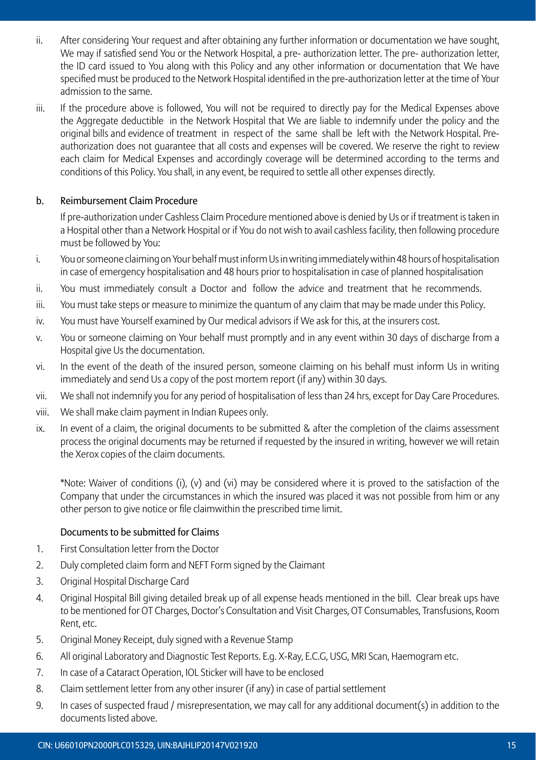ii. After considering Your request and after obtaining any further information or documentation we have sought, We may if satisfied send You or the Network Hospital, a pre- authorization letter. The pre- authorization letter, the ID card issued to You along with this Policy and any other information or documentation that We have specified must be produced to the Network Hospital identified in the pre-authorization letter at the time of Your admission to the same.

iii. If the procedure above is followed, You will not be required to directly pay for the Medical Expenses above the Aggregate deductible in the Network Hospital that We are liable to indemnify under the policy and the original bills and evidence of treatment in respect of the same shall be left with the Network Hospital. Pre-authorization does not guarantee that all costs and expenses will be covered. We reserve the right to review each claim for Medical Expenses and accordingly coverage will be determined according to the terms and conditions of this Policy. You shall, in any event, be required to settle all other expenses directly.

b. Reimbursement Claim Procedure

If pre-authorization under Cashless Claim Procedure mentioned above is denied by Us or if treatment is taken in a Hospital other than a Network Hospital or if You do not wish to avail cashless facility, then following procedure must be followed by You:

i. You or someone claiming on Your behalf must inform Us in writing immediately within 48 hours of hospitalisation in case of emergency hospitalisation and 48 hours prior to hospitalisation in case of planned hospitalisation

ii. You must immediately consult a Doctor and follow the advice and treatment that he recommends.

iii. You must take steps or measure to minimize the quantum of any claim that may be made under this Policy.

iv. You must have Yourself examined by Our medical advisors if We ask for this, at the insurers cost.

v. You or someone claiming on Your behalf must promptly and in any event within 30 days of discharge from a Hospital give Us the documentation.

vi. In the event of the death of the insured person, someone claiming on his behalf must inform Us in writing immediately and send Us a copy of the post mortem report (if any) within 30 days.

vii. We shall not indemnify you for any period of hospitalisation of less than 24 hrs, except for Day Care Procedures.

viii. We shall make claim payment in Indian Rupees only.

ix. In event of a claim, the original documents to be submitted & after the completion of the claims assessment process the original documents may be returned if requested by the insured in writing, however we will retain the Xerox copies of the claim documents.

*Note: Waiver of conditions (i), (v) and (vi) may be considered where it is proved to the satisfaction of the Company that under the circumstances in which the insured was placed it was not possible from him or any other person to give notice or file claimwithin the prescribed time limit.

Documents to be submitted for Claims

1. First Consultation letter from the Doctor
2. Duly completed claim form and NEFT Form signed by the Claimant
3. Original Hospital Discharge Card
4. Original Hospital Bill giving detailed break up of all expense heads mentioned in the bill. Clear break ups have to be mentioned for OT Charges, Doctor's Consultation and Visit Charges, OT Consumables, Transfusions, Room Rent, etc.
5. Original Money Receipt, duly signed with a Revenue Stamp
6. All original Laboratory and Diagnostic Test Reports. E.g. X-Ray, E.C.G, USG, MRI Scan, Haemogram etc.
7. In case of a Cataract Operation, IOL Sticker will have to be enclosed
8. Claim settlement letter from any other insurer (if any) in case of partial settlement
9. In cases of suspected fraud / misrepresentation, we may call for any additional document(s) in addition to the documents listed above.

CIN: U66010PN2000PLC015329, UIN:BAJHLIP20147V021920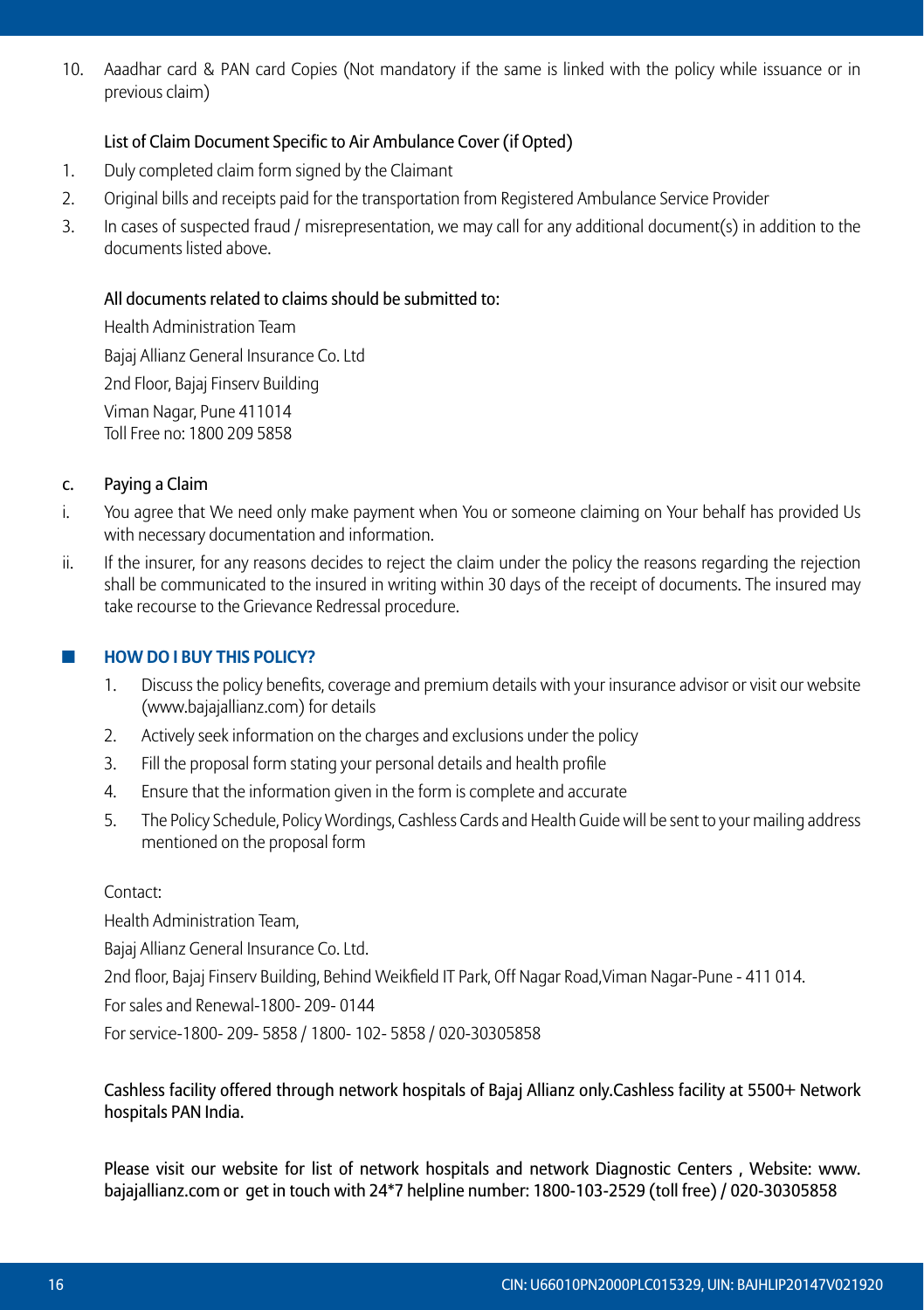10. Aaadhar card & PAN card Copies (Not mandatory if the same is linked with the policy while issuance or in previous claim)

List of Claim Document Specific to Air Ambulance Cover (if Opted)

1. Duly completed claim form signed by the Claimant
2. Original bills and receipts paid for the transportation from Registered Ambulance Service Provider
3. In cases of suspected fraud / misrepresentation, we may call for any additional document(s) in addition to the documents listed above.

All documents related to claims should be submitted to:

Health Administration Team

Bajaj Allianz General Insurance Co. Ltd

2nd Floor, Bajaj Finserv Building

Viman Nagar, Pune 411014
Toll Free no: 1800 209 5858

c. Paying a Claim

i. You agree that We need only make payment when You or someone claiming on Your behalf has provided Us with necessary documentation and information.

ii. If the insurer, for any reasons decides to reject the claim under the policy the reasons regarding the rejection shall be communicated to the insured in writing within 30 days of the receipt of documents. The insured may take recourse to the Grievance Redressal procedure.

## HOW DO I BUY THIS POLICY?

1. Discuss the policy benefits, coverage and premium details with your insurance advisor or visit our website (www.bajajallianz.com) for details
2. Actively seek information on the charges and exclusions under the policy
3. Fill the proposal form stating your personal details and health profile
4. Ensure that the information given in the form is complete and accurate
5. The Policy Schedule, Policy Wordings, Cashless Cards and Health Guide will be sent to your mailing address mentioned on the proposal form

Contact:

Health Administration Team,

Bajaj Allianz General Insurance Co. Ltd.

2nd floor, Bajaj Finserv Building, Behind Weikfield IT Park, Off Nagar Road,Viman Nagar-Pune - 411 014.

For sales and Renewal-1800- 209- 0144

For service-1800- 209- 5858 / 1800- 102- 5858 / 020-30305858

Cashless facility offered through network hospitals of Bajaj Allianz only.Cashless facility at 5500+ Network hospitals PAN India.

Please visit our website for list of network hospitals and network Diagnostic Centers , Website: www.bajajallianz.com or get in touch with 24*7 helpline number: 1800-103-2529 (toll free) / 020-30305858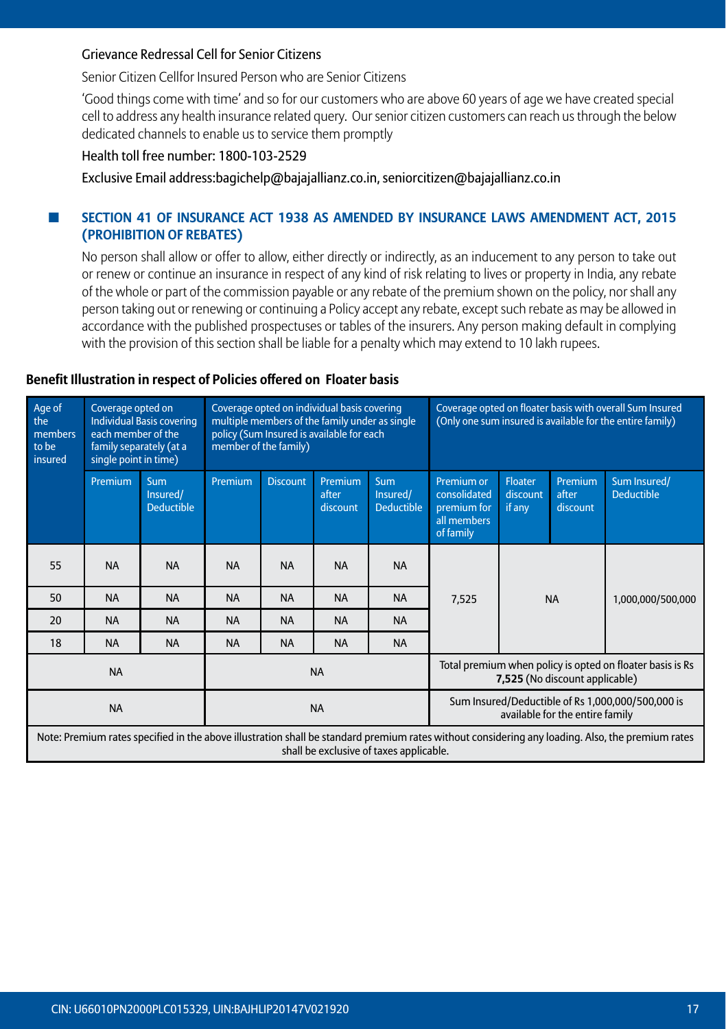Grievance Redressal Cell for Senior Citizens

Senior Citizen Cellfor Insured Person who are Senior Citizens

'Good things come with time' and so for our customers who are above 60 years of age we have created special cell to address any health insurance related query. Our senior citizen customers can reach us through the below dedicated channels to enable us to service them promptly

Health toll free number: 1800-103-2529

Exclusive Email address:bagichelp@bajajallianz.co.in, seniorcitizen@bajajallianz.co.in

## SECTION 41 OF INSURANCE ACT 1938 AS AMENDED BY INSURANCE LAWS AMENDMENT ACT, 2015 (PROHIBITION OF REBATES)

No person shall allow or offer to allow, either directly or indirectly, as an inducement to any person to take out or renew or continue an insurance in respect of any kind of risk relating to lives or property in India, any rebate of the whole or part of the commission payable or any rebate of the premium shown on the policy, nor shall any person taking out or renewing or continuing a Policy accept any rebate, except such rebate as may be allowed in accordance with the published prospectuses or tables of the insurers. Any person making default in complying with the provision of this section shall be liable for a penalty which may extend to 10 lakh rupees.

**Benefit Illustration in respect of Policies offered on Floater basis**

| Age of the members to be insured | Coverage opted on Individual Basis covering each member of the family separately (at a single point in time) | | Coverage opted on individual basis covering multiple members of the family under as single policy (Sum Insured is available for each member of the family) | | | | Coverage opted on floater basis with overall Sum Insured (Only one sum insured is available for the entire family) | | | |
|---|---|---|---|---|---|---|---|---|---|---|
| | Premium | Sum Insured/ Deductible | Premium | Discount | Premium after discount | Sum Insured/ Deductible | Premium or consolidated premium for all members of family | Floater discount if any | Premium after discount | Sum Insured/ Deductible |
| 55 | NA | NA | NA | NA | NA | NA | 7,525 | NA | | 1,000,000/500,000 |
| 50 | NA | NA | NA | NA | NA | NA | | | | |
| 20 | NA | NA | NA | NA | NA | NA | | | | |
| 18 | NA | NA | NA | NA | NA | NA | | | | |
| NA | | | NA | | | | Total premium when policy is opted on floater basis is Rs **7,525** (No discount applicable) | | | |
| NA | | | NA | | | | Sum Insured/Deductible of Rs 1,000,000/500,000 is available for the entire family | | | |

Note: Premium rates specified in the above illustration shall be standard premium rates without considering any loading. Also, the premium rates shall be exclusive of taxes applicable.

CIN: U66010PN2000PLC015329, UIN:BAJHLIP20147V021920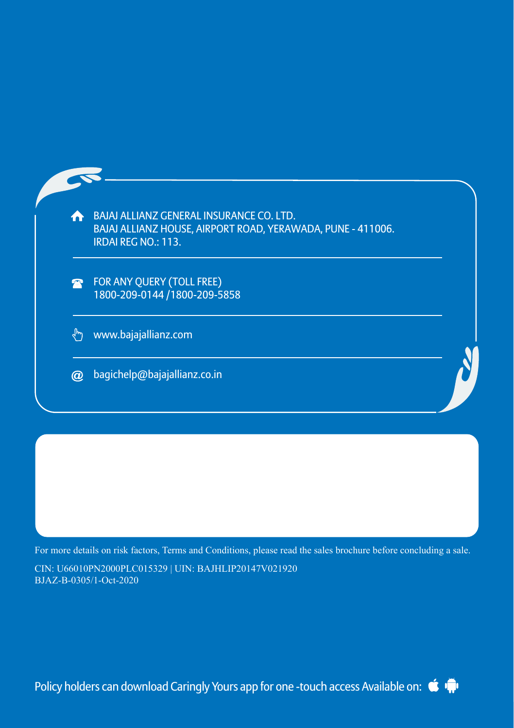BAJAJ ALLIANZ GENERAL INSURANCE CO. LTD.
BAJAJ ALLIANZ HOUSE, AIRPORT ROAD, YERAWADA, PUNE - 411006.
IRDAI REG NO.: 113.

---

FOR ANY QUERY (TOLL FREE)
1800-209-0144 /1800-209-5858

---

www.bajajallianz.com

---

@ bagichelp@bajajallianz.co.in

For more details on risk factors, Terms and Conditions, please read the sales brochure before concluding a sale.

CIN: U66010PN2000PLC015329 | UIN: BAJHLIP20147V021920
BJAZ-B-0305/1-Oct-2020

Policy holders can download Caringly Yours app for one -touch access Available on: